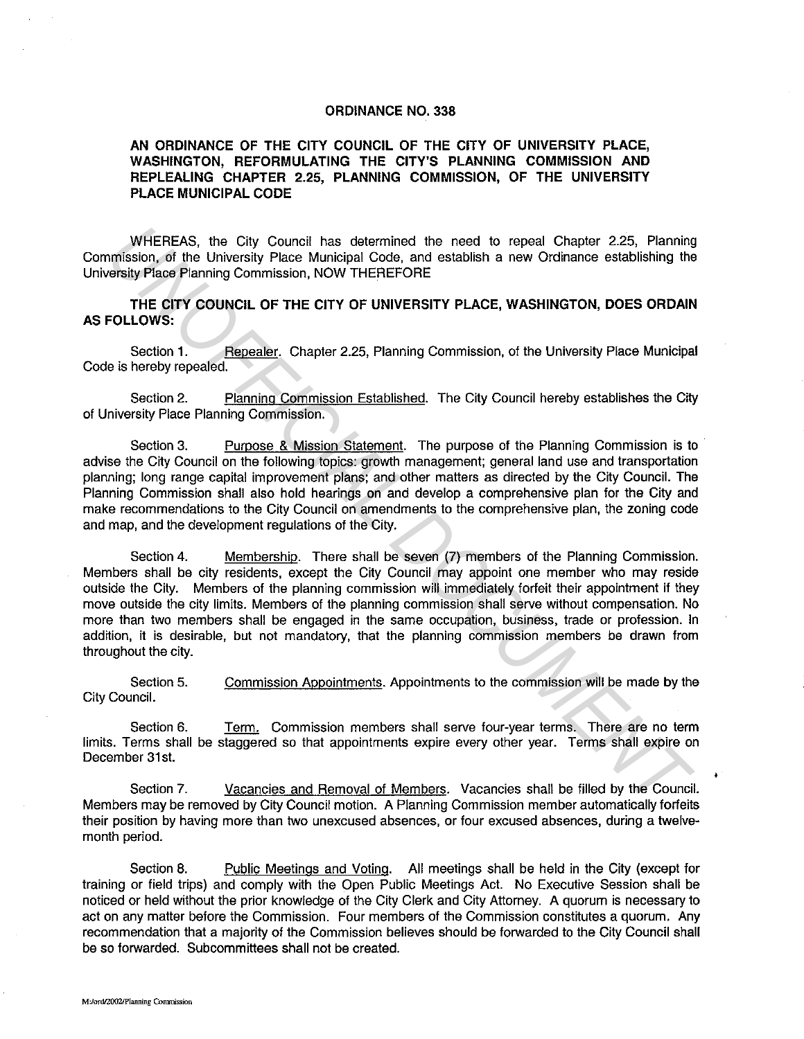**ORDINANCE NO. 338**

**AN ORDINANCE OF THE CITY COUNCIL OF THE CITY OF UNIVERSITY PLACE, WASHINGTON, REFORMULATING THE CITY'S PLANNING COMMISSION AND REPLEALING CHAPTER 2.25, PLANNING COMMISSION, OF THE UNIVERSITY PLACE MUNICIPAL CODE**

WHEREAS, the City Council has determined the need to repeal Chapter 2.25, Planning Commission, of the University Place Municipal Code, and establish a new Ordinance establishing the University Place Planning Commission, NOW THEREFORE

**THE CITY COUNCIL OF THE CITY OF UNIVERSITY PLACE, WASHINGTON, DOES ORDAIN AS FOLLOWS:**

Section 1. Repealer. Chapter 2.25, Planning Commission, of the University Place Municipal Code is hereby repealed.

Section 2. Planning Commission Established. The City Council hereby establishes the City of University Place Planning Commission.

Section 3. Purpose & Mission Statement. The purpose of the Planning Commission is to advise the City Council on the following topics: growth management; general land use and transportation planning; long range capital improvement plans; and other matters as directed by the City Council. The Planning Commission shall also hold hearings on and develop a comprehensive plan for the City and make recommendations to the City Council on amendments to the comprehensive plan, the zoning code and map, and the development regulations of the City.

Section 4. Membership. There shall be seven (7) members of the Planning Commission. Members shall be city residents, except the City Council may appoint one member who may reside outside the City. Members of the planning commission will immediately forfeit their appointment if they move outside the city limits. Members of the planning commission shall serve without compensation. No more than two members shall be engaged in the same occupation, business, trade or profession. In addition, it is desirable, but not mandatory, that the planning commission members be drawn from throughout the city.

Section 5. Commission Appointments. Appointments to the commission will be made by the City Council.

Section 6. Term. Commission members shall serve four-year terms. There are no term limits. Terms shall be staggered so that appointments expire every other year. Terms shall expire on December 31st.

Section 7. Vacancies and Removal of Members. Vacancies shall be filled by the Council. Members may be removed by City Council motion. A Planning Commission member automatically forfeits their position by having more than two unexcused absences, or four excused absences, during a twelve-month period.

Section 8. Public Meetings and Voting. All meetings shall be held in the City (except for training or field trips) and comply with the Open Public Meetings Act. No Executive Session shall be noticed or held without the prior knowledge of the City Clerk and City Attorney. A quorum is necessary to act on any matter before the Commission. Four members of the Commission constitutes a quorum. Any recommendation that a majority of the Commission believes should be forwarded to the City Council shall be so forwarded. Subcommittees shall not be created.

M:/ord/2002/Planning Commission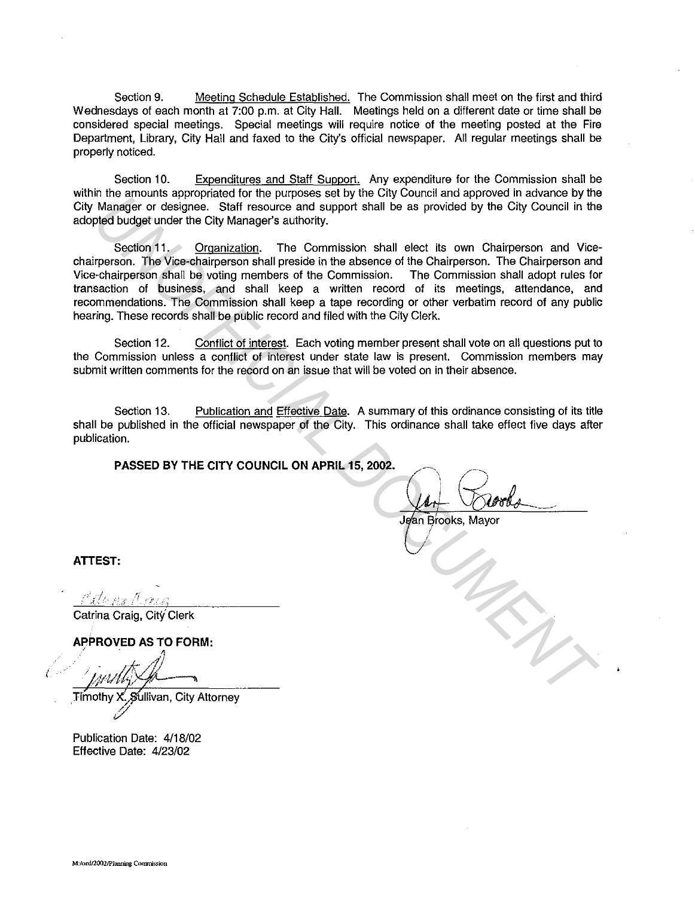Section 9. <u>Meeting Schedule Established.</u> The Commission shall meet on the first and third Wednesdays of each month at 7:00 p.m. at City Hall. Meetings held on a different date or time shall be considered special meetings. Special meetings will require notice of the meeting posted at the Fire Department, Library, City Hall and faxed to the City's official newspaper. All regular meetings shall be properly noticed.

Section 10. <u>Expenditures and Staff Support.</u> Any expenditure for the Commission shall be within the amounts appropriated for the purposes set by the City Council and approved in advance by the City Manager or designee. Staff resource and support shall be as provided by the City Council in the adopted budget under the City Manager's authority.

Section 11. <u>Organization</u>. The Commission shall elect its own Chairperson and Vice-chairperson. The Vice-chairperson shall preside in the absence of the Chairperson. The Chairperson and Vice-chairperson shall be voting members of the Commission. The Commission shall adopt rules for transaction of business, and shall keep a written record of its meetings, attendance, and recommendations. The Commission shall keep a tape recording or other verbatim record of any public hearing. These records shall be public record and filed with the City Clerk.

Section 12. <u>Conflict of interest</u>. Each voting member present shall vote on all questions put to the Commission unless a conflict of interest under state law is present. Commission members may submit written comments for the record on an issue that will be voted on in their absence.

Section 13. <u>Publication and Effective Date</u>. A summary of this ordinance consisting of its title shall be published in the official newspaper of the City. This ordinance shall take effect five days after publication.

**PASSED BY THE CITY COUNCIL ON APRIL 15, 2002.**

Jean Brooks, Mayor

**ATTEST:**

Catrina Craig, City Clerk

**APPROVED AS TO FORM:**

Timothy X. Sullivan, City Attorney

Publication Date: 4/18/02
Effective Date: 4/23/02

M:/ord/2002/Planning Commission